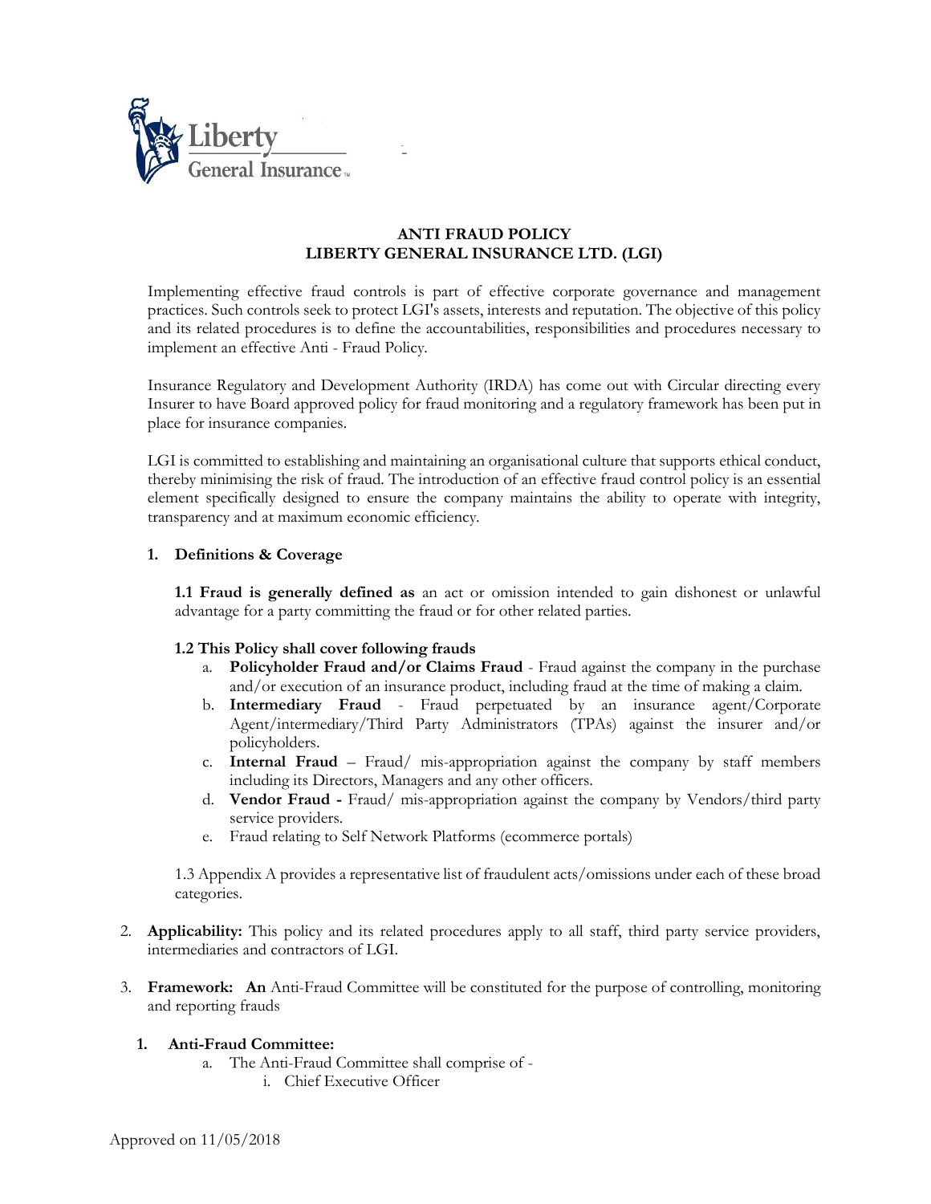# ANTI FRAUD POLICY
# LIBERTY GENERAL INSURANCE LTD. (LGI)

Implementing effective fraud controls is part of effective corporate governance and management practices. Such controls seek to protect LGI's assets, interests and reputation. The objective of this policy and its related procedures is to define the accountabilities, responsibilities and procedures necessary to implement an effective Anti - Fraud Policy.

Insurance Regulatory and Development Authority (IRDA) has come out with Circular directing every Insurer to have Board approved policy for fraud monitoring and a regulatory framework has been put in place for insurance companies.

LGI is committed to establishing and maintaining an organisational culture that supports ethical conduct, thereby minimising the risk of fraud. The introduction of an effective fraud control policy is an essential element specifically designed to ensure the company maintains the ability to operate with integrity, transparency and at maximum economic efficiency.

1. **Definitions & Coverage**

   **1.1 Fraud is generally defined as** an act or omission intended to gain dishonest or unlawful advantage for a party committing the fraud or for other related parties.

   **1.2 This Policy shall cover following frauds**

   a. **Policyholder Fraud and/or Claims Fraud** - Fraud against the company in the purchase and/or execution of an insurance product, including fraud at the time of making a claim.
   b. **Intermediary Fraud** - Fraud perpetuated by an insurance agent/Corporate Agent/intermediary/Third Party Administrators (TPAs) against the insurer and/or policyholders.
   c. **Internal Fraud** – Fraud/ mis-appropriation against the company by staff members including its Directors, Managers and any other officers.
   d. **Vendor Fraud -** Fraud/ mis-appropriation against the company by Vendors/third party service providers.
   e. Fraud relating to Self Network Platforms (ecommerce portals)

   1.3 Appendix A provides a representative list of fraudulent acts/omissions under each of these broad categories.

2. **Applicability:** This policy and its related procedures apply to all staff, third party service providers, intermediaries and contractors of LGI.

3. **Framework: An** Anti-Fraud Committee will be constituted for the purpose of controlling, monitoring and reporting frauds

   1. **Anti-Fraud Committee:**
      a. The Anti-Fraud Committee shall comprise of -
         i. Chief Executive Officer

Approved on 11/05/2018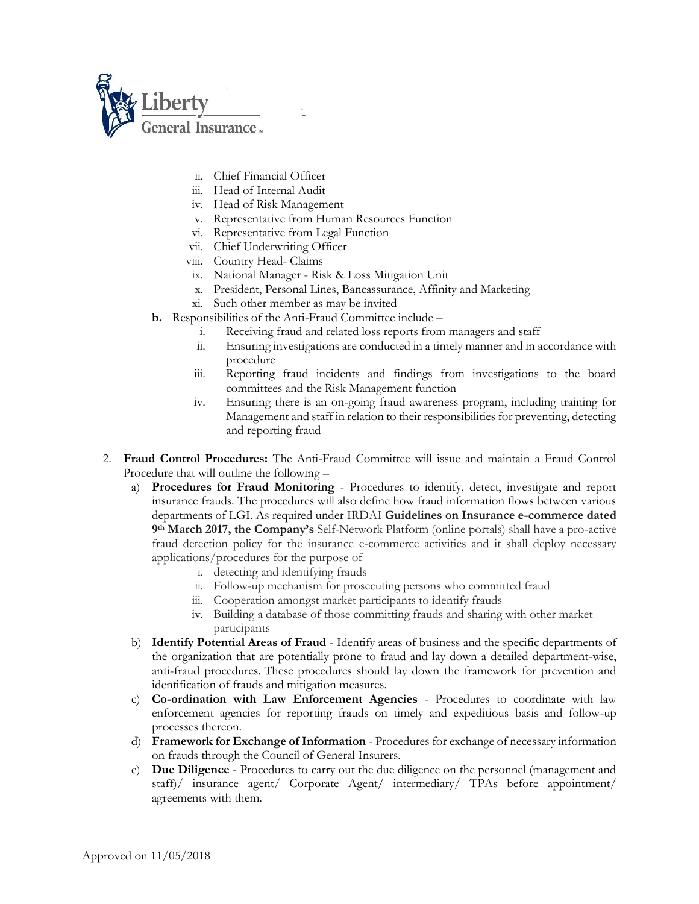ii. Chief Financial Officer
iii. Head of Internal Audit
iv. Head of Risk Management
v. Representative from Human Resources Function
vi. Representative from Legal Function
vii. Chief Underwriting Officer
viii. Country Head- Claims
ix. National Manager - Risk & Loss Mitigation Unit
x. President, Personal Lines, Bancassurance, Affinity and Marketing
xi. Such other member as may be invited

**b.** Responsibilities of the Anti-Fraud Committee include –

i. Receiving fraud and related loss reports from managers and staff
ii. Ensuring investigations are conducted in a timely manner and in accordance with procedure
iii. Reporting fraud incidents and findings from investigations to the board committees and the Risk Management function
iv. Ensuring there is an on-going fraud awareness program, including training for Management and staff in relation to their responsibilities for preventing, detecting and reporting fraud

2. **Fraud Control Procedures:** The Anti-Fraud Committee will issue and maintain a Fraud Control Procedure that will outline the following –

   a) **Procedures for Fraud Monitoring** - Procedures to identify, detect, investigate and report insurance frauds. The procedures will also define how fraud information flows between various departments of LGI. As required under IRDAI **Guidelines on Insurance e-commerce dated 9th March 2017, the Company's** Self-Network Platform (online portals) shall have a pro-active fraud detection policy for the insurance e-commerce activities and it shall deploy necessary applications/procedures for the purpose of

      i. detecting and identifying frauds
      ii. Follow-up mechanism for prosecuting persons who committed fraud
      iii. Cooperation amongst market participants to identify frauds
      iv. Building a database of those committing frauds and sharing with other market participants

   b) **Identify Potential Areas of Fraud** - Identify areas of business and the specific departments of the organization that are potentially prone to fraud and lay down a detailed department-wise, anti-fraud procedures. These procedures should lay down the framework for prevention and identification of frauds and mitigation measures.

   c) **Co-ordination with Law Enforcement Agencies** - Procedures to coordinate with law enforcement agencies for reporting frauds on timely and expeditious basis and follow-up processes thereon.

   d) **Framework for Exchange of Information** - Procedures for exchange of necessary information on frauds through the Council of General Insurers.

   e) **Due Diligence** - Procedures to carry out the due diligence on the personnel (management and staff)/ insurance agent/ Corporate Agent/ intermediary/ TPAs before appointment/ agreements with them.

Approved on 11/05/2018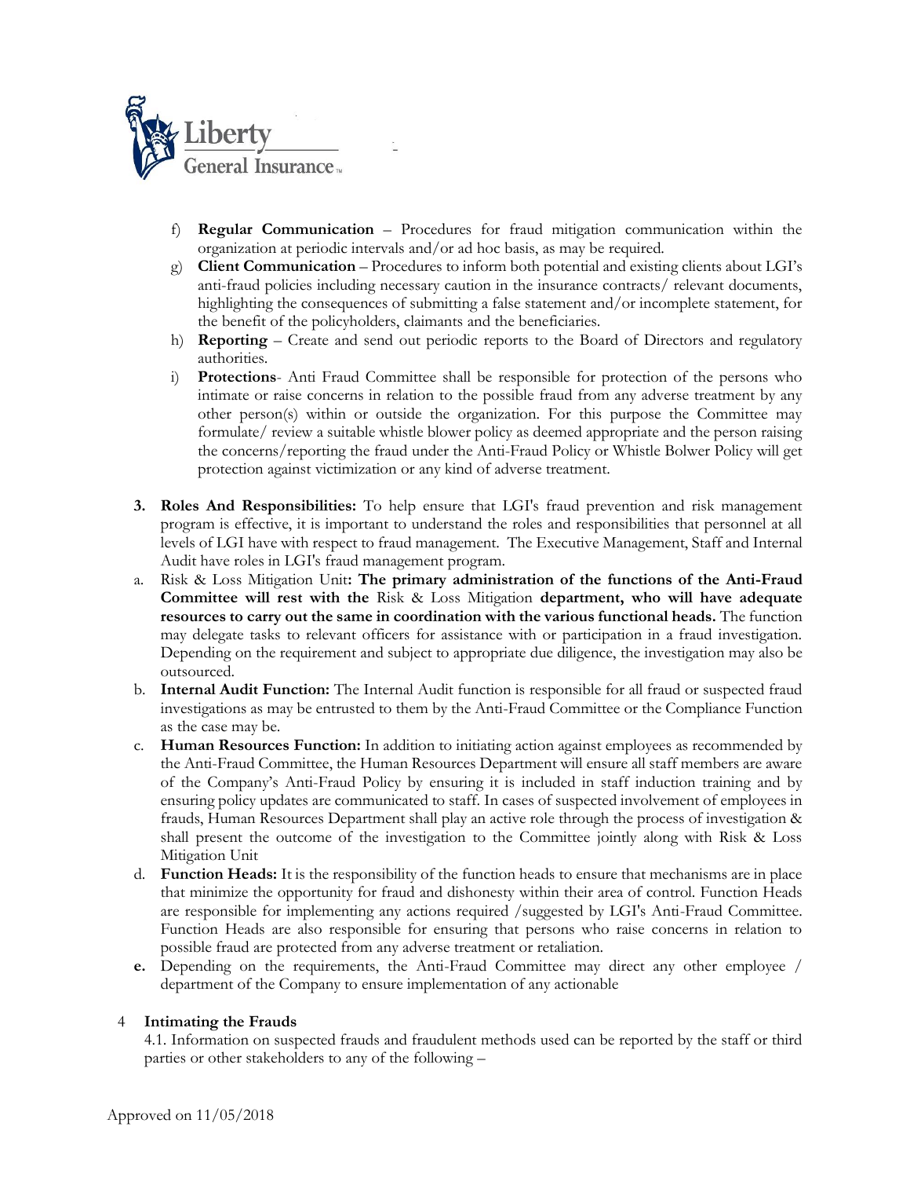f) **Regular Communication** – Procedures for fraud mitigation communication within the organization at periodic intervals and/or ad hoc basis, as may be required.

g) **Client Communication** – Procedures to inform both potential and existing clients about LGI's anti-fraud policies including necessary caution in the insurance contracts/ relevant documents, highlighting the consequences of submitting a false statement and/or incomplete statement, for the benefit of the policyholders, claimants and the beneficiaries.

h) **Reporting** – Create and send out periodic reports to the Board of Directors and regulatory authorities.

i) **Protections**- Anti Fraud Committee shall be responsible for protection of the persons who intimate or raise concerns in relation to the possible fraud from any adverse treatment by any other person(s) within or outside the organization. For this purpose the Committee may formulate/ review a suitable whistle blower policy as deemed appropriate and the person raising the concerns/reporting the fraud under the Anti-Fraud Policy or Whistle Bolwer Policy will get protection against victimization or any kind of adverse treatment.

**3. Roles And Responsibilities:** To help ensure that LGI's fraud prevention and risk management program is effective, it is important to understand the roles and responsibilities that personnel at all levels of LGI have with respect to fraud management. The Executive Management, Staff and Internal Audit have roles in LGI's fraud management program.

a. Risk & Loss Mitigation Unit**: The primary administration of the functions of the Anti-Fraud Committee will rest with the** Risk & Loss Mitigation **department, who will have adequate resources to carry out the same in coordination with the various functional heads.** The function may delegate tasks to relevant officers for assistance with or participation in a fraud investigation. Depending on the requirement and subject to appropriate due diligence, the investigation may also be outsourced.

b. **Internal Audit Function:** The Internal Audit function is responsible for all fraud or suspected fraud investigations as may be entrusted to them by the Anti-Fraud Committee or the Compliance Function as the case may be.

c. **Human Resources Function:** In addition to initiating action against employees as recommended by the Anti-Fraud Committee, the Human Resources Department will ensure all staff members are aware of the Company's Anti-Fraud Policy by ensuring it is included in staff induction training and by ensuring policy updates are communicated to staff. In cases of suspected involvement of employees in frauds, Human Resources Department shall play an active role through the process of investigation & shall present the outcome of the investigation to the Committee jointly along with Risk & Loss Mitigation Unit

d. **Function Heads:** It is the responsibility of the function heads to ensure that mechanisms are in place that minimize the opportunity for fraud and dishonesty within their area of control. Function Heads are responsible for implementing any actions required /suggested by LGI's Anti-Fraud Committee. Function Heads are also responsible for ensuring that persons who raise concerns in relation to possible fraud are protected from any adverse treatment or retaliation.

**e.** Depending on the requirements, the Anti-Fraud Committee may direct any other employee / department of the Company to ensure implementation of any actionable

4 **Intimating the Frauds**

4.1. Information on suspected frauds and fraudulent methods used can be reported by the staff or third parties or other stakeholders to any of the following –

Approved on 11/05/2018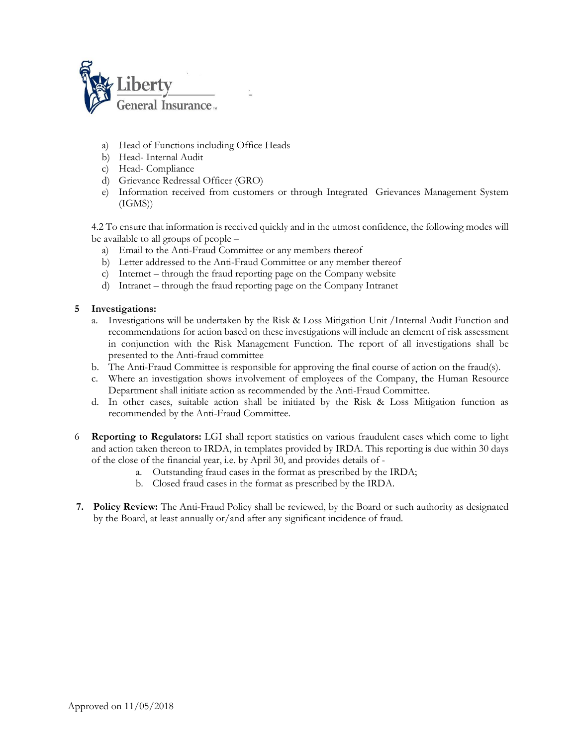a) Head of Functions including Office Heads
b) Head- Internal Audit
c) Head- Compliance
d) Grievance Redressal Officer (GRO)
e) Information received from customers or through Integrated Grievances Management System (IGMS))

4.2 To ensure that information is received quickly and in the utmost confidence, the following modes will be available to all groups of people –

a) Email to the Anti-Fraud Committee or any members thereof
b) Letter addressed to the Anti-Fraud Committee or any member thereof
c) Internet – through the fraud reporting page on the Company website
d) Intranet – through the fraud reporting page on the Company Intranet

**5 Investigations:**

a. Investigations will be undertaken by the Risk & Loss Mitigation Unit /Internal Audit Function and recommendations for action based on these investigations will include an element of risk assessment in conjunction with the Risk Management Function. The report of all investigations shall be presented to the Anti-fraud committee
b. The Anti-Fraud Committee is responsible for approving the final course of action on the fraud(s).
c. Where an investigation shows involvement of employees of the Company, the Human Resource Department shall initiate action as recommended by the Anti-Fraud Committee.
d. In other cases, suitable action shall be initiated by the Risk & Loss Mitigation function as recommended by the Anti-Fraud Committee.

6 **Reporting to Regulators:** LGI shall report statistics on various fraudulent cases which come to light and action taken thereon to IRDA, in templates provided by IRDA. This reporting is due within 30 days of the close of the financial year, i.e. by April 30, and provides details of -

a. Outstanding fraud cases in the format as prescribed by the IRDA;
b. Closed fraud cases in the format as prescribed by the IRDA.

**7. Policy Review:** The Anti-Fraud Policy shall be reviewed, by the Board or such authority as designated by the Board, at least annually or/and after any significant incidence of fraud.

Approved on 11/05/2018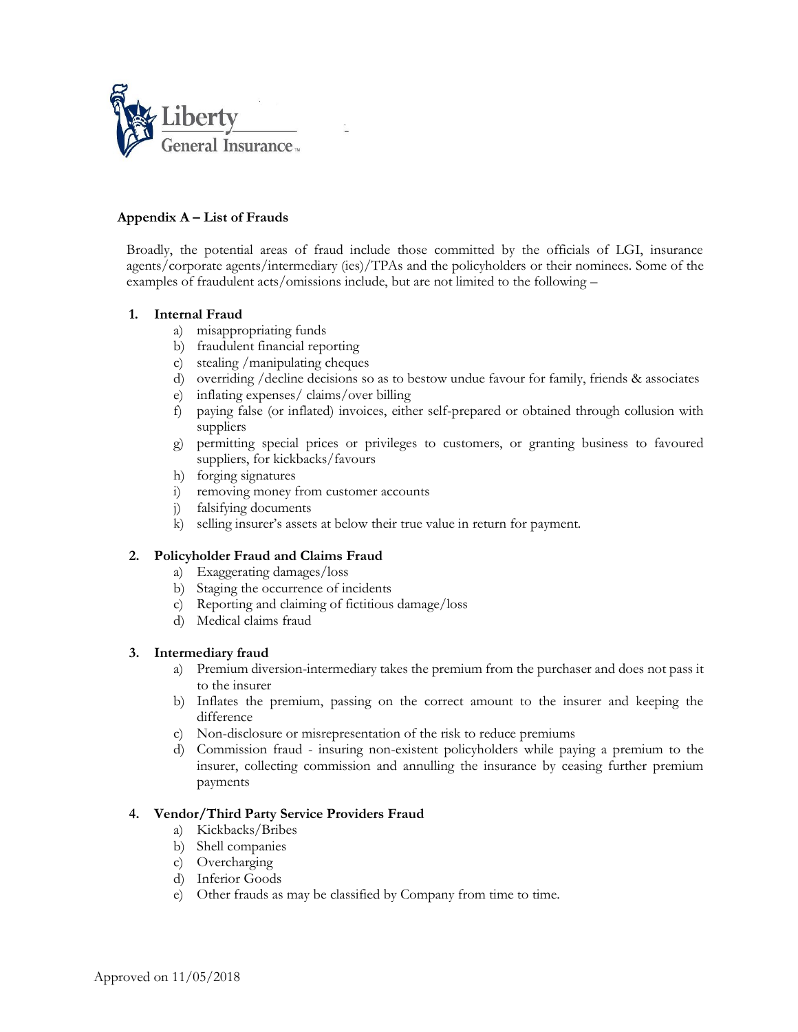## Appendix A – List of Frauds

Broadly, the potential areas of fraud include those committed by the officials of LGI, insurance agents/corporate agents/intermediary (ies)/TPAs and the policyholders or their nominees. Some of the examples of fraudulent acts/omissions include, but are not limited to the following –

1. **Internal Fraud**
   a) misappropriating funds
   b) fraudulent financial reporting
   c) stealing /manipulating cheques
   d) overriding /decline decisions so as to bestow undue favour for family, friends & associates
   e) inflating expenses/ claims/over billing
   f) paying false (or inflated) invoices, either self-prepared or obtained through collusion with suppliers
   g) permitting special prices or privileges to customers, or granting business to favoured suppliers, for kickbacks/favours
   h) forging signatures
   i) removing money from customer accounts
   j) falsifying documents
   k) selling insurer's assets at below their true value in return for payment.

2. **Policyholder Fraud and Claims Fraud**
   a) Exaggerating damages/loss
   b) Staging the occurrence of incidents
   c) Reporting and claiming of fictitious damage/loss
   d) Medical claims fraud

3. **Intermediary fraud**
   a) Premium diversion-intermediary takes the premium from the purchaser and does not pass it to the insurer
   b) Inflates the premium, passing on the correct amount to the insurer and keeping the difference
   c) Non-disclosure or misrepresentation of the risk to reduce premiums
   d) Commission fraud - insuring non-existent policyholders while paying a premium to the insurer, collecting commission and annulling the insurance by ceasing further premium payments

4. **Vendor/Third Party Service Providers Fraud**
   a) Kickbacks/Bribes
   b) Shell companies
   c) Overcharging
   d) Inferior Goods
   e) Other frauds as may be classified by Company from time to time.

Approved on 11/05/2018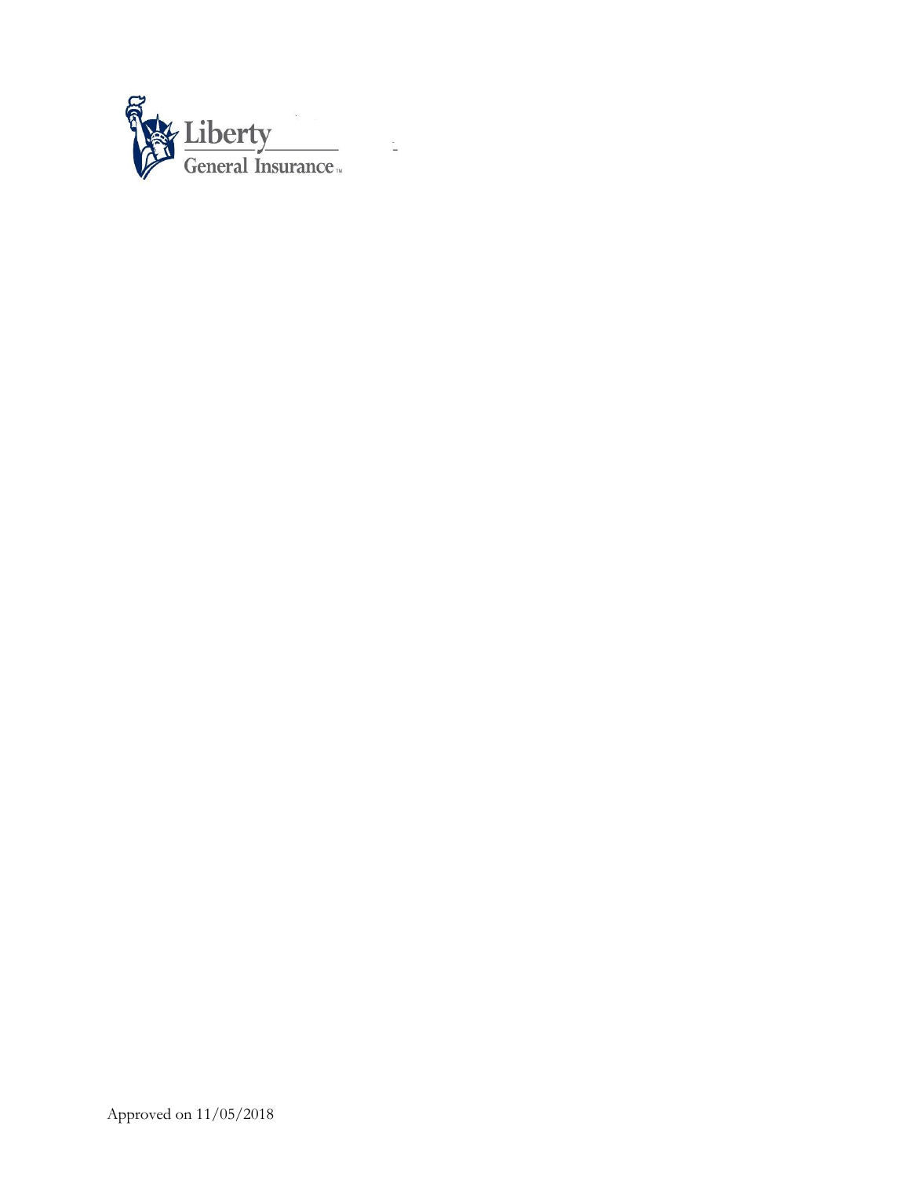Liberty
General Insurance

Approved on 11/05/2018